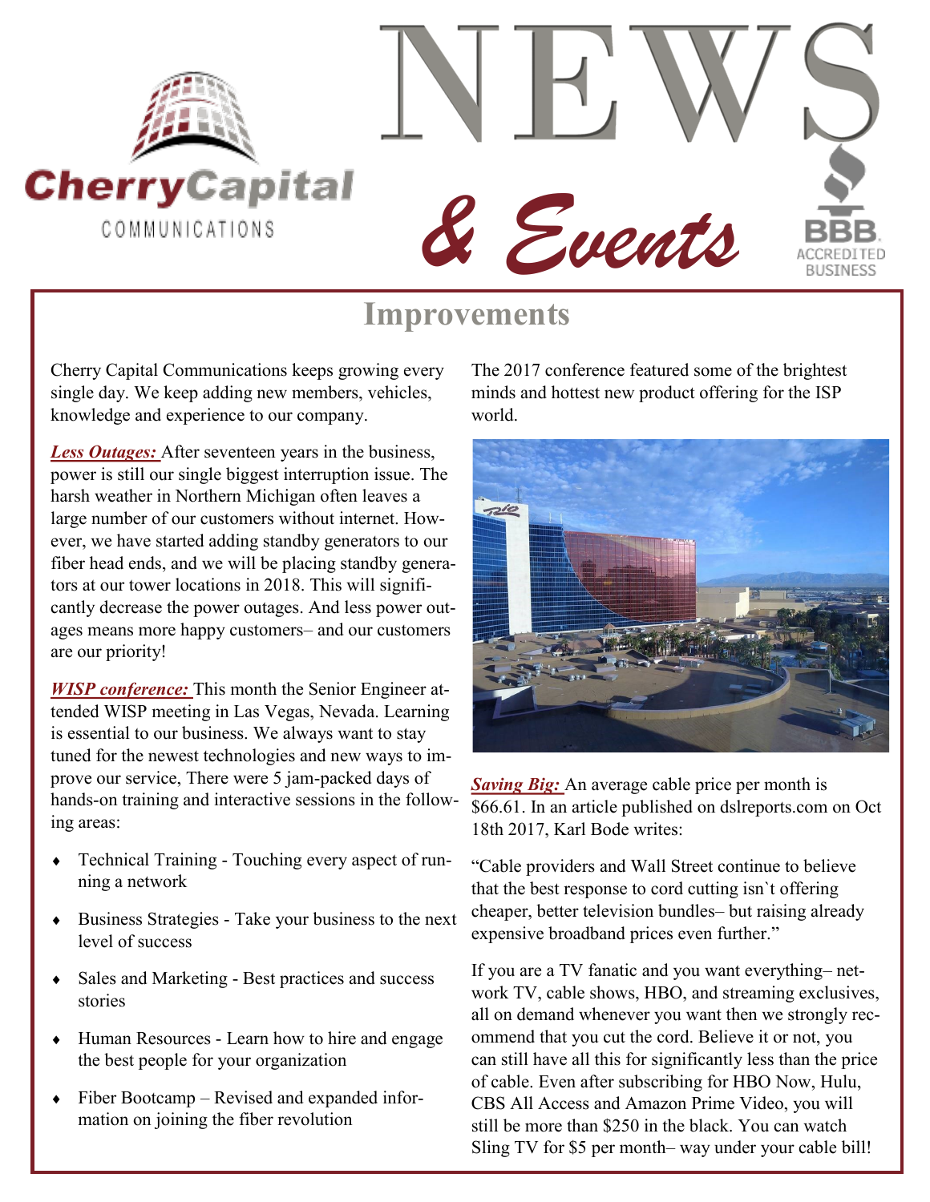# NEWS & Events

## Improvements

Cherry Capital Communications keeps growing every single day. We keep adding new members, vehicles, knowledge and experience to our company.

***Less Outages:*** After seventeen years in the business, power is still our single biggest interruption issue. The harsh weather in Northern Michigan often leaves a large number of our customers without internet. However, we have started adding standby generators to our fiber head ends, and we will be placing standby generators at our tower locations in 2018. This will significantly decrease the power outages. And less power outages means more happy customers– and our customers are our priority!

***WISP conference:*** This month the Senior Engineer attended WISP meeting in Las Vegas, Nevada. Learning is essential to our business. We always want to stay tuned for the newest technologies and new ways to improve our service, There were 5 jam-packed days of hands-on training and interactive sessions in the following areas:

- Technical Training - Touching every aspect of running a network
- Business Strategies - Take your business to the next level of success
- Sales and Marketing - Best practices and success stories
- Human Resources - Learn how to hire and engage the best people for your organization
- Fiber Bootcamp – Revised and expanded information on joining the fiber revolution

The 2017 conference featured some of the brightest minds and hottest new product offering for the ISP world.

***Saving Big:*** An average cable price per month is $66.61. In an article published on dslreports.com on Oct 18th 2017, Karl Bode writes:

"Cable providers and Wall Street continue to believe that the best response to cord cutting isn`t offering cheaper, better television bundles– but raising already expensive broadband prices even further."

If you are a TV fanatic and you want everything– network TV, cable shows, HBO, and streaming exclusives, all on demand whenever you want then we strongly recommend that you cut the cord. Believe it or not, you can still have all this for significantly less than the price of cable. Even after subscribing for HBO Now, Hulu, CBS All Access and Amazon Prime Video, you will still be more than $250 in the black. You can watch Sling TV for $5 per month– way under your cable bill!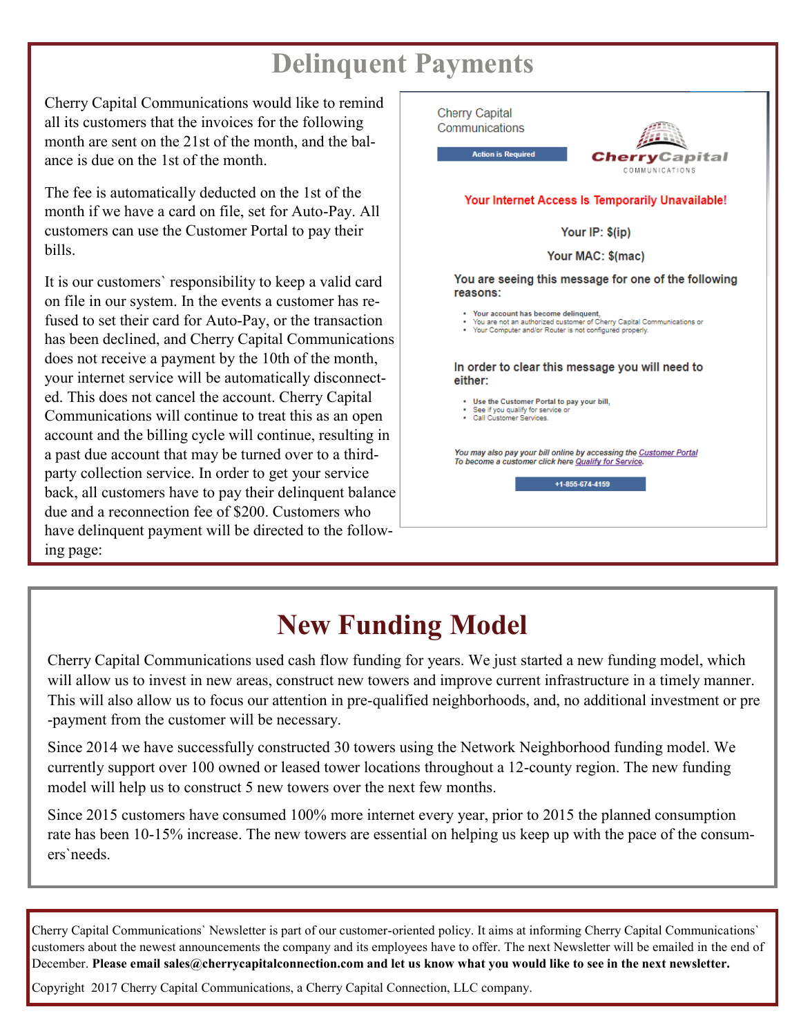# Delinquent Payments

Cherry Capital Communications would like to remind all its customers that the invoices for the following month are sent on the 21st of the month, and the balance is due on the 1st of the month.

The fee is automatically deducted on the 1st of the month if we have a card on file, set for Auto-Pay. All customers can use the Customer Portal to pay their bills.

It is our customers` responsibility to keep a valid card on file in our system. In the events a customer has refused to set their card for Auto-Pay, or the transaction has been declined, and Cherry Capital Communications does not receive a payment by the 10th of the month, your internet service will be automatically disconnected. This does not cancel the account. Cherry Capital Communications will continue to treat this as an open account and the billing cycle will continue, resulting in a past due account that may be turned over to a third-party collection service. In order to get your service back, all customers have to pay their delinquent balance due and a reconnection fee of $200. Customers who have delinquent payment will be directed to the following page:

Cherry Capital Communications

Action is Required

CherryCapital COMMUNICATIONS

**Your Internet Access Is Temporarily Unavailable!**

**Your IP: $(ip)**

**Your MAC: $(mac)**

**You are seeing this message for one of the following reasons:**

- Your account has become delinquent,
- You are not an authorized customer of Cherry Capital Communications or
- Your Computer and/or Router is not configured properly.

**In order to clear this message you will need to either:**

- Use the Customer Portal to pay your bill,
- See if you qualify for service or
- Call Customer Services.

*You may also pay your bill online by accessing the Customer Portal*
*To become a customer click here Qualify for Service.*

+1-855-674-4159

# New Funding Model

Cherry Capital Communications used cash flow funding for years. We just started a new funding model, which will allow us to invest in new areas, construct new towers and improve current infrastructure in a timely manner. This will also allow us to focus our attention in pre-qualified neighborhoods, and, no additional investment or pre-payment from the customer will be necessary.

Since 2014 we have successfully constructed 30 towers using the Network Neighborhood funding model. We currently support over 100 owned or leased tower locations throughout a 12-county region. The new funding model will help us to construct 5 new towers over the next few months.

Since 2015 customers have consumed 100% more internet every year, prior to 2015 the planned consumption rate has been 10-15% increase. The new towers are essential on helping us keep up with the pace of the consumers`needs.

Cherry Capital Communications` Newsletter is part of our customer-oriented policy. It aims at informing Cherry Capital Communications` customers about the newest announcements the company and its employees have to offer. The next Newsletter will be emailed in the end of December. **Please email sales@cherrycapitalconnection.com and let us know what you would like to see in the next newsletter.**

Copyright 2017 Cherry Capital Communications, a Cherry Capital Connection, LLC company.